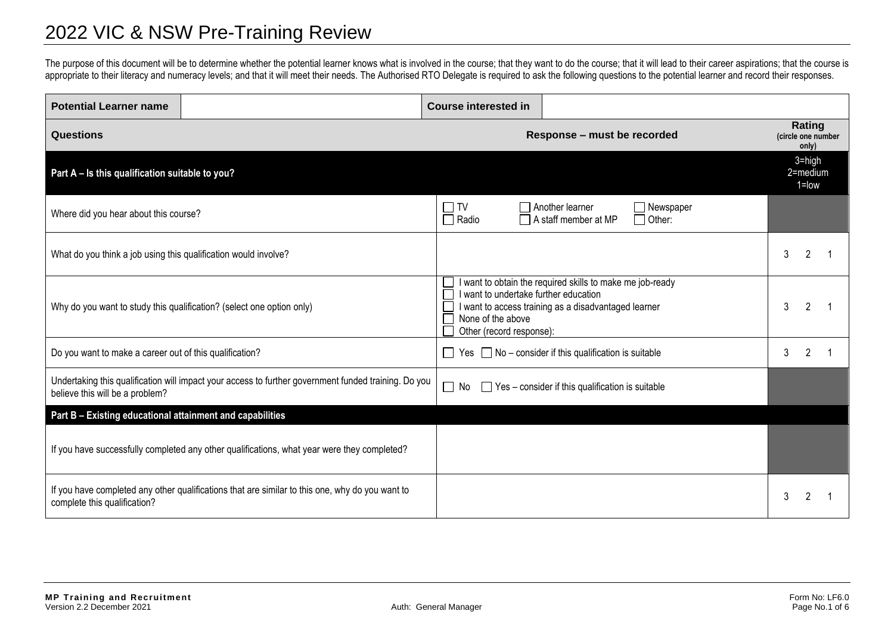# 2022 VIC & NSW Pre-Training Review

The purpose of this document will be to determine whether the potential learner knows what is involved in the course; that they want to do the course; that it will lead to their career aspirations; that the course is appropriate to their literacy and numeracy levels; and that it will meet their needs. The Authorised RTO Delegate is required to ask the following questions to the potential learner and record their responses.

| **Potential Learner name** | | **Course interested in** | |
|---|---|---|---|

| **Questions** | **Response – must be recorded** | **Rating** (circle one number only) |
|---|---|---|
| **Part A – Is this qualification suitable to you?** | | 3=high 2=medium 1=low |
| Where did you hear about this course? | ☐ TV ☐ Radio ☐ Another learner ☐ A staff member at MP ☐ Newspaper ☐ Other: | |
| What do you think a job using this qualification would involve? | | 3 2 1 |
| Why do you want to study this qualification? (select one option only) | ☐ I want to obtain the required skills to make me job-ready<br>☐ I want to undertake further education<br>☐ I want to access training as a disadvantaged learner<br>☐ None of the above<br>☐ Other (record response): | 3 2 1 |
| Do you want to make a career out of this qualification? | ☐ Yes ☐ No – consider if this qualification is suitable | 3 2 1 |
| Undertaking this qualification will impact your access to further government funded training. Do you believe this will be a problem? | ☐ No ☐ Yes – consider if this qualification is suitable | |
| **Part B – Existing educational attainment and capabilities** | | |
| If you have successfully completed any other qualifications, what year were they completed? | | |
| If you have completed any other qualifications that are similar to this one, why do you want to complete this qualification? | | 3 2 1 |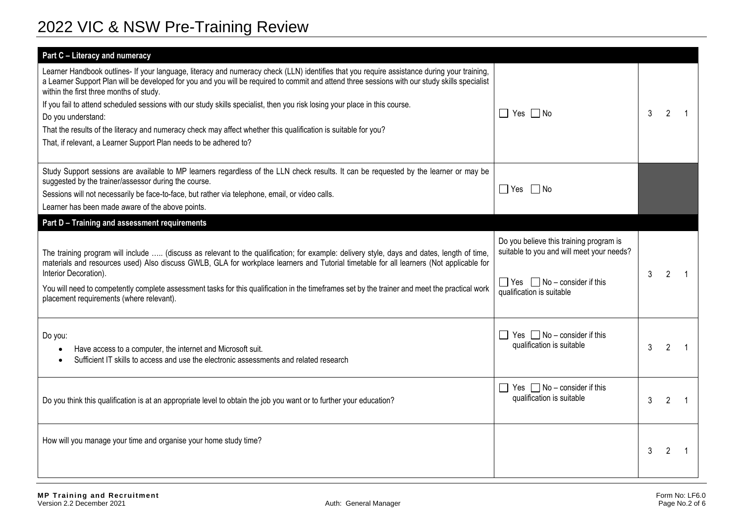| Part C – Literacy and numeracy | | |
|---|---|---|
| Learner Handbook outlines- If your language, literacy and numeracy check (LLN) identifies that you require assistance during your training, a Learner Support Plan will be developed for you and you will be required to commit and attend three sessions with our study skills specialist within the first three months of study.<br>If you fail to attend scheduled sessions with our study skills specialist, then you risk losing your place in this course.<br>Do you understand:<br>That the results of the literacy and numeracy check may affect whether this qualification is suitable for you?<br>That, if relevant, a Learner Support Plan needs to be adhered to? | ☐ Yes ☐ No | 3 2 1 |
| Study Support sessions are available to MP learners regardless of the LLN check results. It can be requested by the learner or may be suggested by the trainer/assessor during the course.<br>Sessions will not necessarily be face-to-face, but rather via telephone, email, or video calls.<br>Learner has been made aware of the above points. | ☐ Yes ☐ No | |
| **Part D – Training and assessment requirements** | | |
| The training program will include ….. (discuss as relevant to the qualification; for example: delivery style, days and dates, length of time, materials and resources used) Also discuss GWLB, GLA for workplace learners and Tutorial timetable for all learners (Not applicable for Interior Decoration).<br>You will need to competently complete assessment tasks for this qualification in the timeframes set by the trainer and meet the practical work placement requirements (where relevant). | Do you believe this training program is suitable to you and will meet your needs?<br>☐ Yes ☐ No – consider if this qualification is suitable | 3 2 1 |
| Do you:<br>• Have access to a computer, the internet and Microsoft suit.<br>• Sufficient IT skills to access and use the electronic assessments and related research | ☐ Yes ☐ No – consider if this qualification is suitable | 3 2 1 |
| Do you think this qualification is at an appropriate level to obtain the job you want or to further your education? | ☐ Yes ☐ No – consider if this qualification is suitable | 3 2 1 |
| How will you manage your time and organise your home study time? | | 3 2 1 |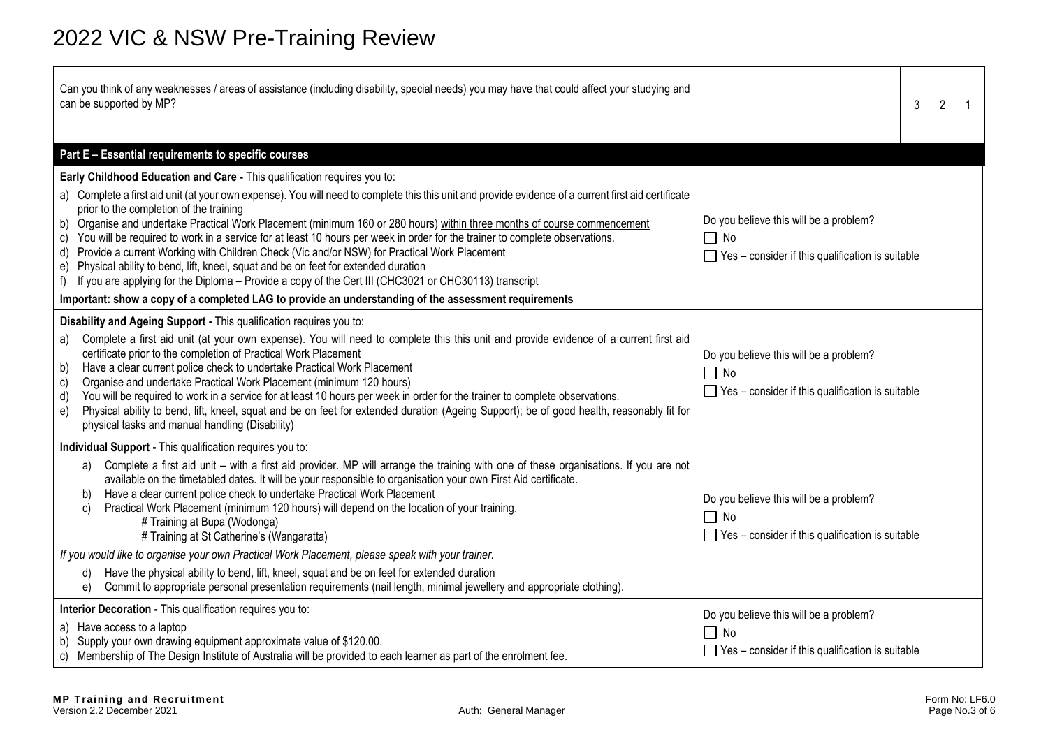# 2022 VIC & NSW Pre-Training Review

| Can you think of any weaknesses / areas of assistance (including disability, special needs) you may have that could affect your studying and can be supported by MP? | | 3 2 1 |
|---|---|---|

**Part E – Essential requirements to specific courses**

| Requirements | Response |
|---|---|
| **Early Childhood Education and Care -** This qualification requires you to:<br>a) Complete a first aid unit (at your own expense). You will need to complete this this unit and provide evidence of a current first aid certificate prior to the completion of the training<br>b) Organise and undertake Practical Work Placement (minimum 160 or 280 hours) <u>within three months of course commencement</u><br>c) You will be required to work in a service for at least 10 hours per week in order for the trainer to complete observations.<br>d) Provide a current Working with Children Check (Vic and/or NSW) for Practical Work Placement<br>e) Physical ability to bend, lift, kneel, squat and be on feet for extended duration<br>f) If you are applying for the Diploma – Provide a copy of the Cert III (CHC3021 or CHC30113) transcript<br>**Important: show a copy of a completed LAG to provide an understanding of the assessment requirements** | Do you believe this will be a problem?<br>☐ No<br>☐ Yes – consider if this qualification is suitable |
| **Disability and Ageing Support -** This qualification requires you to:<br>a) Complete a first aid unit (at your own expense). You will need to complete this this unit and provide evidence of a current first aid certificate prior to the completion of Practical Work Placement<br>b) Have a clear current police check to undertake Practical Work Placement<br>c) Organise and undertake Practical Work Placement (minimum 120 hours)<br>d) You will be required to work in a service for at least 10 hours per week in order for the trainer to complete observations.<br>e) Physical ability to bend, lift, kneel, squat and be on feet for extended duration (Ageing Support); be of good health, reasonably fit for physical tasks and manual handling (Disability) | Do you believe this will be a problem?<br>☐ No<br>☐ Yes – consider if this qualification is suitable |
| **Individual Support -** This qualification requires you to:<br>a) Complete a first aid unit – with a first aid provider. MP will arrange the training with one of these organisations. If you are not available on the timetabled dates. It will be your responsible to organisation your own First Aid certificate.<br>b) Have a clear current police check to undertake Practical Work Placement<br>c) Practical Work Placement (minimum 120 hours) will depend on the location of your training.<br># Training at Bupa (Wodonga)<br># Training at St Catherine's (Wangaratta)<br>*If you would like to organise your own Practical Work Placement, please speak with your trainer.*<br>d) Have the physical ability to bend, lift, kneel, squat and be on feet for extended duration<br>e) Commit to appropriate personal presentation requirements (nail length, minimal jewellery and appropriate clothing). | Do you believe this will be a problem?<br>☐ No<br>☐ Yes – consider if this qualification is suitable |
| **Interior Decoration -** This qualification requires you to:<br>a) Have access to a laptop<br>b) Supply your own drawing equipment approximate value of $120.00.<br>c) Membership of The Design Institute of Australia will be provided to each learner as part of the enrolment fee. | Do you believe this will be a problem?<br>☐ No<br>☐ Yes – consider if this qualification is suitable |

**MP Training and Recruitment**
Version 2.2 December 2021 Auth: General Manager Form No: LF6.0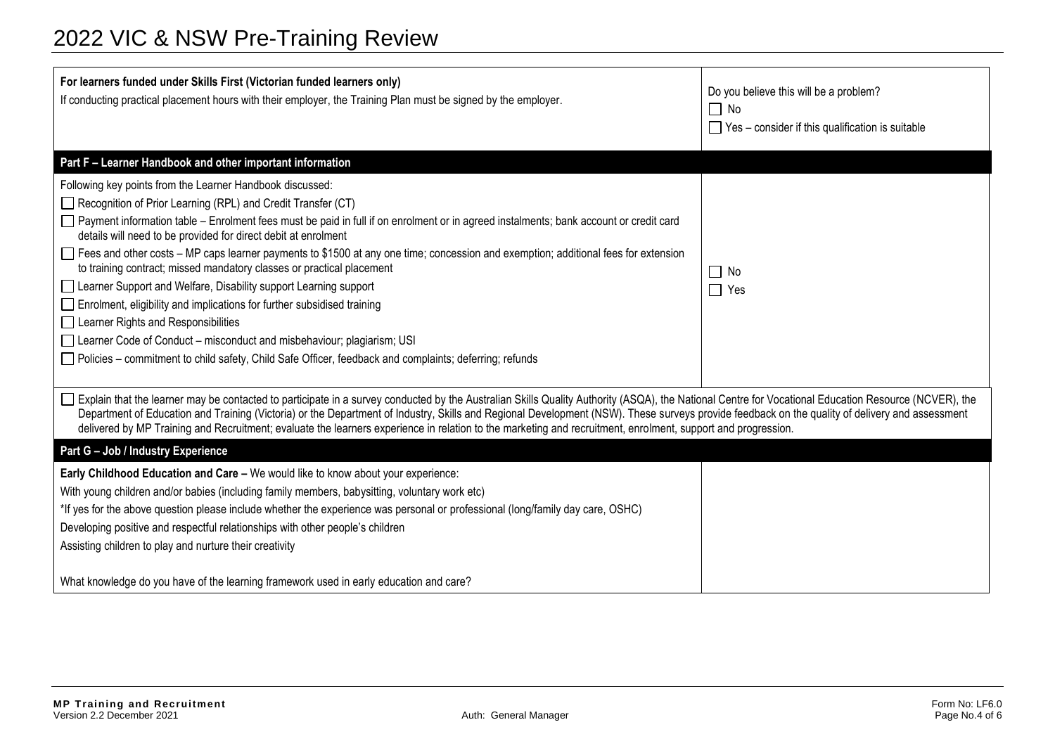| **For learners funded under Skills First (Victorian funded learners only)**<br>If conducting practical placement hours with their employer, the Training Plan must be signed by the employer. | Do you believe this will be a problem?<br>☐ No<br>☐ Yes – consider if this qualification is suitable |
|---|---|

**Part F – Learner Handbook and other important information**

| Following key points from the Learner Handbook discussed:<br>☐ Recognition of Prior Learning (RPL) and Credit Transfer (CT)<br>☐ Payment information table – Enrolment fees must be paid in full if on enrolment or in agreed instalments; bank account or credit card details will need to be provided for direct debit at enrolment<br>☐ Fees and other costs – MP caps learner payments to $1500 at any one time; concession and exemption; additional fees for extension to training contract; missed mandatory classes or practical placement<br>☐ Learner Support and Welfare, Disability support Learning support<br>☐ Enrolment, eligibility and implications for further subsidised training<br>☐ Learner Rights and Responsibilities<br>☐ Learner Code of Conduct – misconduct and misbehaviour; plagiarism; USI<br>☐ Policies – commitment to child safety, Child Safe Officer, feedback and complaints; deferring; refunds | ☐ No<br>☐ Yes |
|---|---|

☐ Explain that the learner may be contacted to participate in a survey conducted by the Australian Skills Quality Authority (ASQA), the National Centre for Vocational Education Resource (NCVER), the Department of Education and Training (Victoria) or the Department of Industry, Skills and Regional Development (NSW). These surveys provide feedback on the quality of delivery and assessment delivered by MP Training and Recruitment; evaluate the learners experience in relation to the marketing and recruitment, enrolment, support and progression.

**Part G – Job / Industry Experience**

| **Early Childhood Education and Care –** We would like to know about your experience:<br>With young children and/or babies (including family members, babysitting, voluntary work etc)<br>*If yes for the above question please include whether the experience was personal or professional (long/family day care, OSHC)<br>Developing positive and respectful relationships with other people's children<br>Assisting children to play and nurture their creativity<br><br>What knowledge do you have of the learning framework used in early education and care? | |
|---|---|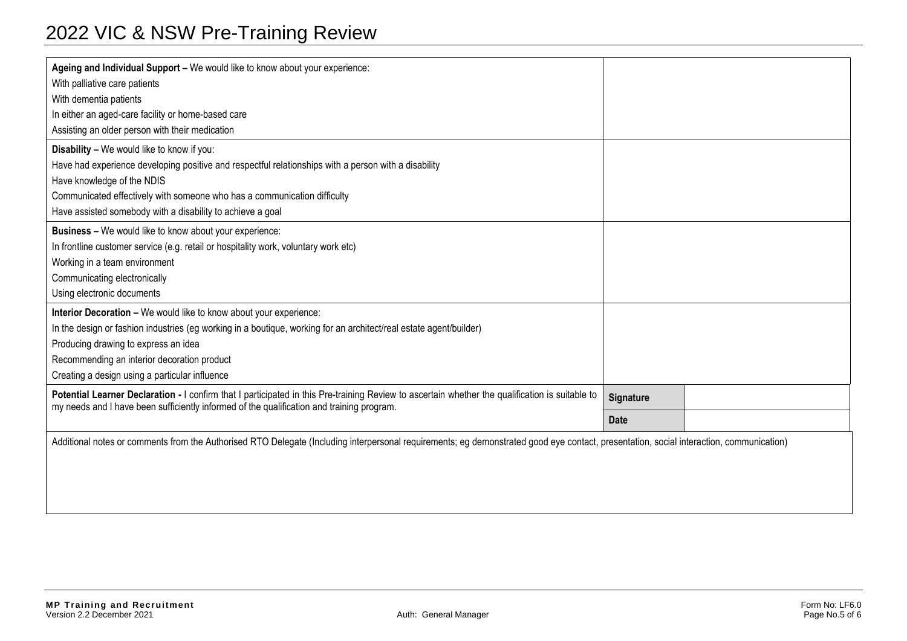# 2022 VIC & NSW Pre-Training Review

| | | |
|---|---|---|
| **Ageing and Individual Support –** We would like to know about your experience:<br>With palliative care patients<br>With dementia patients<br>In either an aged-care facility or home-based care<br>Assisting an older person with their medication | | |
| **Disability –** We would like to know if you:<br>Have had experience developing positive and respectful relationships with a person with a disability<br>Have knowledge of the NDIS<br>Communicated effectively with someone who has a communication difficulty<br>Have assisted somebody with a disability to achieve a goal | | |
| **Business –** We would like to know about your experience:<br>In frontline customer service (e.g. retail or hospitality work, voluntary work etc)<br>Working in a team environment<br>Communicating electronically<br>Using electronic documents | | |
| **Interior Decoration –** We would like to know about your experience:<br>In the design or fashion industries (eg working in a boutique, working for an architect/real estate agent/builder)<br>Producing drawing to express an idea<br>Recommending an interior decoration product<br>Creating a design using a particular influence | | |
| **Potential Learner Declaration -** I confirm that I participated in this Pre-training Review to ascertain whether the qualification is suitable to my needs and I have been sufficiently informed of the qualification and training program. | **Signature** | |
| | **Date** | |

| |
|---|
| Additional notes or comments from the Authorised RTO Delegate (Including interpersonal requirements; eg demonstrated good eye contact, presentation, social interaction, communication) |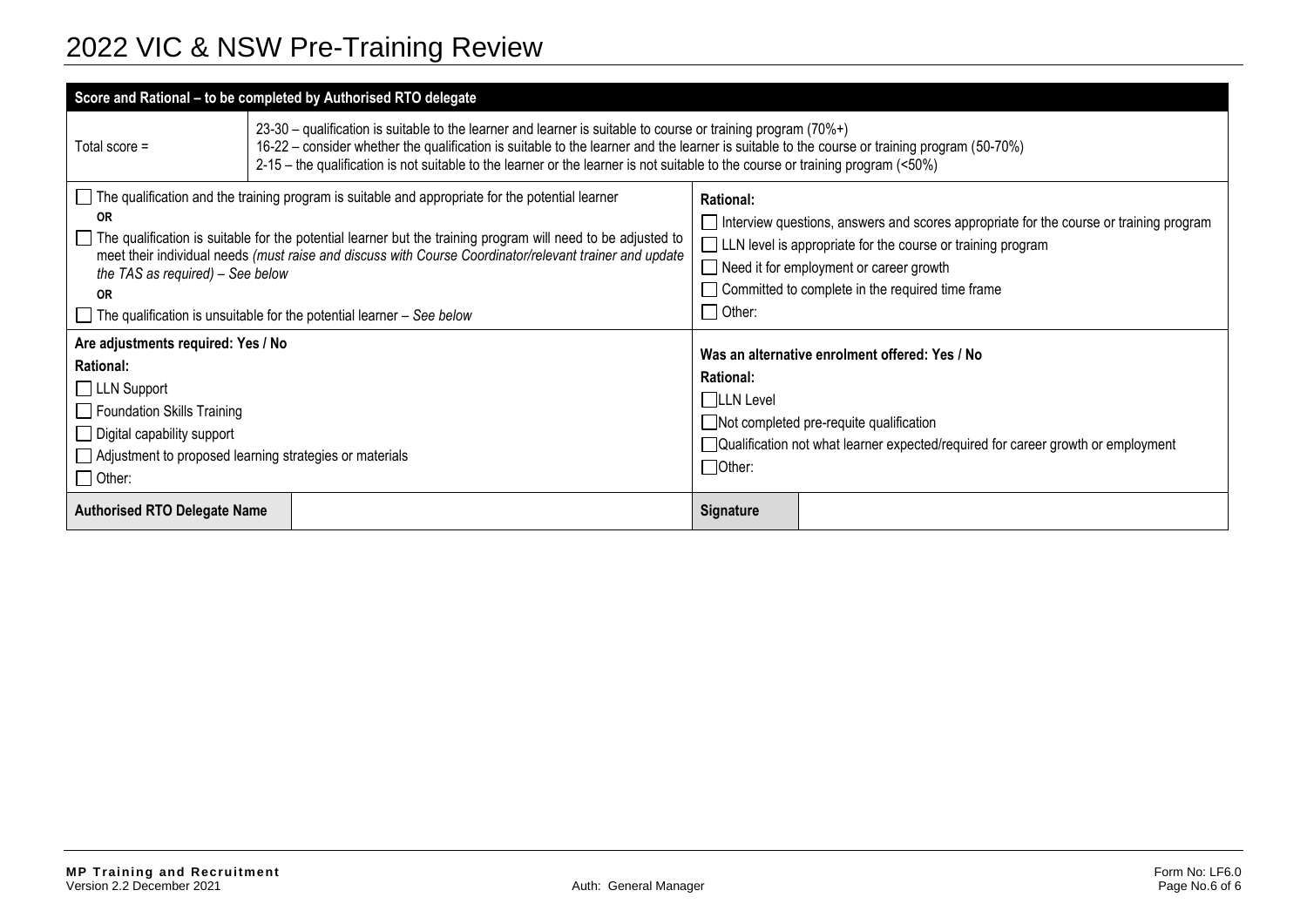# 2022 VIC & NSW Pre-Training Review

| **Score and Rational – to be completed by Authorised RTO delegate** | |
|---|---|
| Total score = | 23-30 – qualification is suitable to the learner and learner is suitable to course or training program (70%+)<br>16-22 – consider whether the qualification is suitable to the learner and the learner is suitable to the course or training program (50-70%)<br>2-15 – the qualification is not suitable to the learner or the learner is not suitable to the course or training program (<50%) |

| | |
|---|---|
| ☐ The qualification and the training program is suitable and appropriate for the potential learner<br>**OR**<br>☐ The qualification is suitable for the potential learner but the training program will need to be adjusted to meet their individual needs *(must raise and discuss with Course Coordinator/relevant trainer and update the TAS as required) – See below*<br>**OR**<br>☐ The qualification is unsuitable for the potential learner – *See below* | **Rational:**<br>☐ Interview questions, answers and scores appropriate for the course or training program<br>☐ LLN level is appropriate for the course or training program<br>☐ Need it for employment or career growth<br>☐ Committed to complete in the required time frame<br>☐ Other: |
| **Are adjustments required: Yes / No**<br>**Rational:**<br>☐ LLN Support<br>☐ Foundation Skills Training<br>☐ Digital capability support<br>☐ Adjustment to proposed learning strategies or materials<br>☐ Other: | **Was an alternative enrolment offered: Yes / No**<br>**Rational:**<br>☐ LLN Level<br>☐ Not completed pre-requite qualification<br>☐ Qualification not what learner expected/required for career growth or employment<br>☐ Other: |

| | | | |
|---|---|---|---|
| **Authorised RTO Delegate Name** | | **Signature** | |

**MP Training and Recruitment**
Version 2.2 December 2021 — Auth: General Manager — Form No: LF6.0